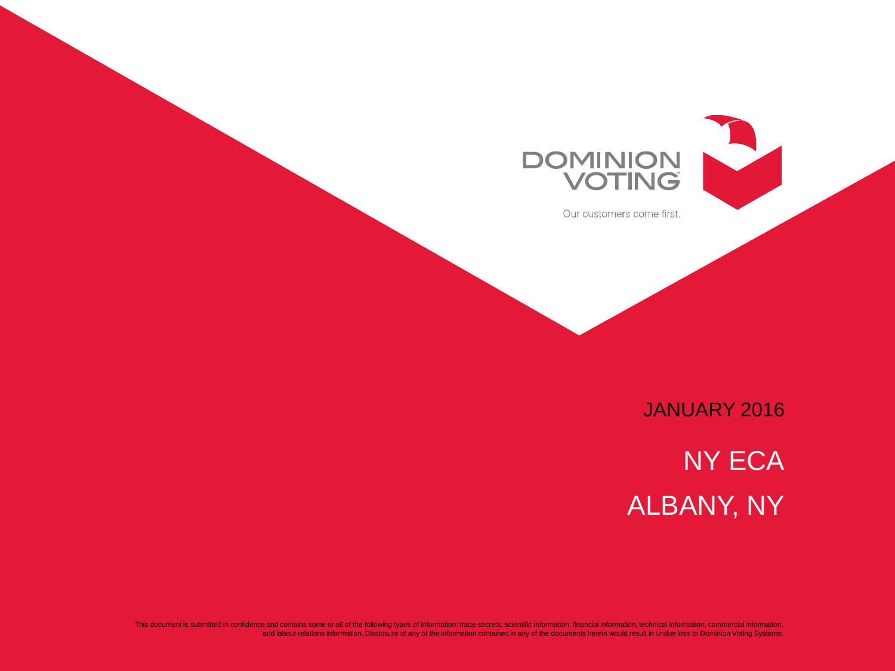DOMINION VOTING

Our customers come first.

JANUARY 2016

# NY ECA

# ALBANY, NY

This document is submitted in confidence and contains some or all of the following types of information: trade secrets, scientific information, financial information, technical information, commercial information, and labour relations information. Disclosure of any of the information contained in any of the documents herein would result in undue loss to Dominion Voting Systems.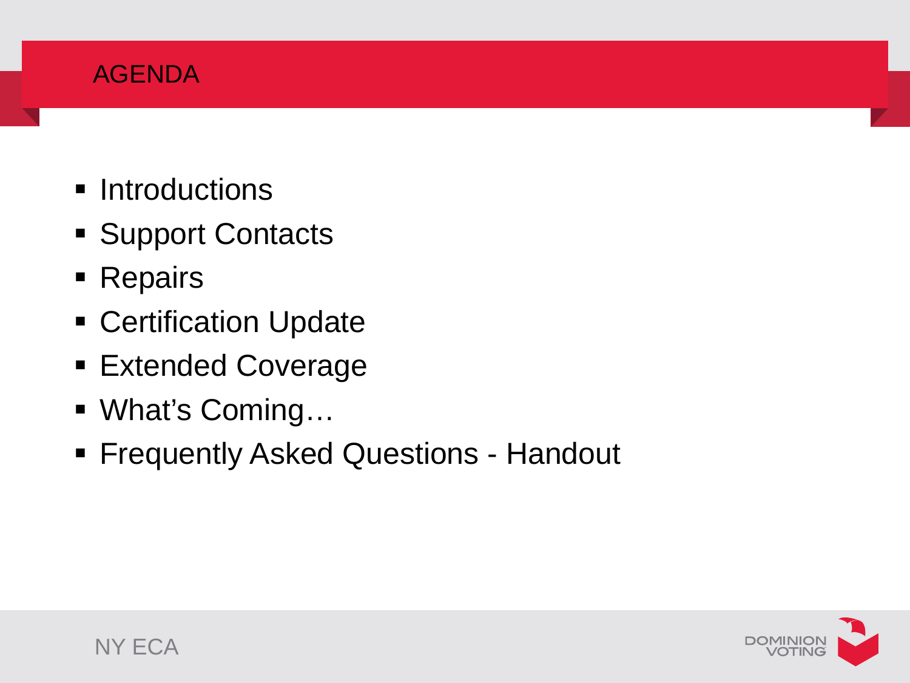# AGENDA

- Introductions
- Support Contacts
- Repairs
- Certification Update
- Extended Coverage
- What's Coming…
- Frequently Asked Questions - Handout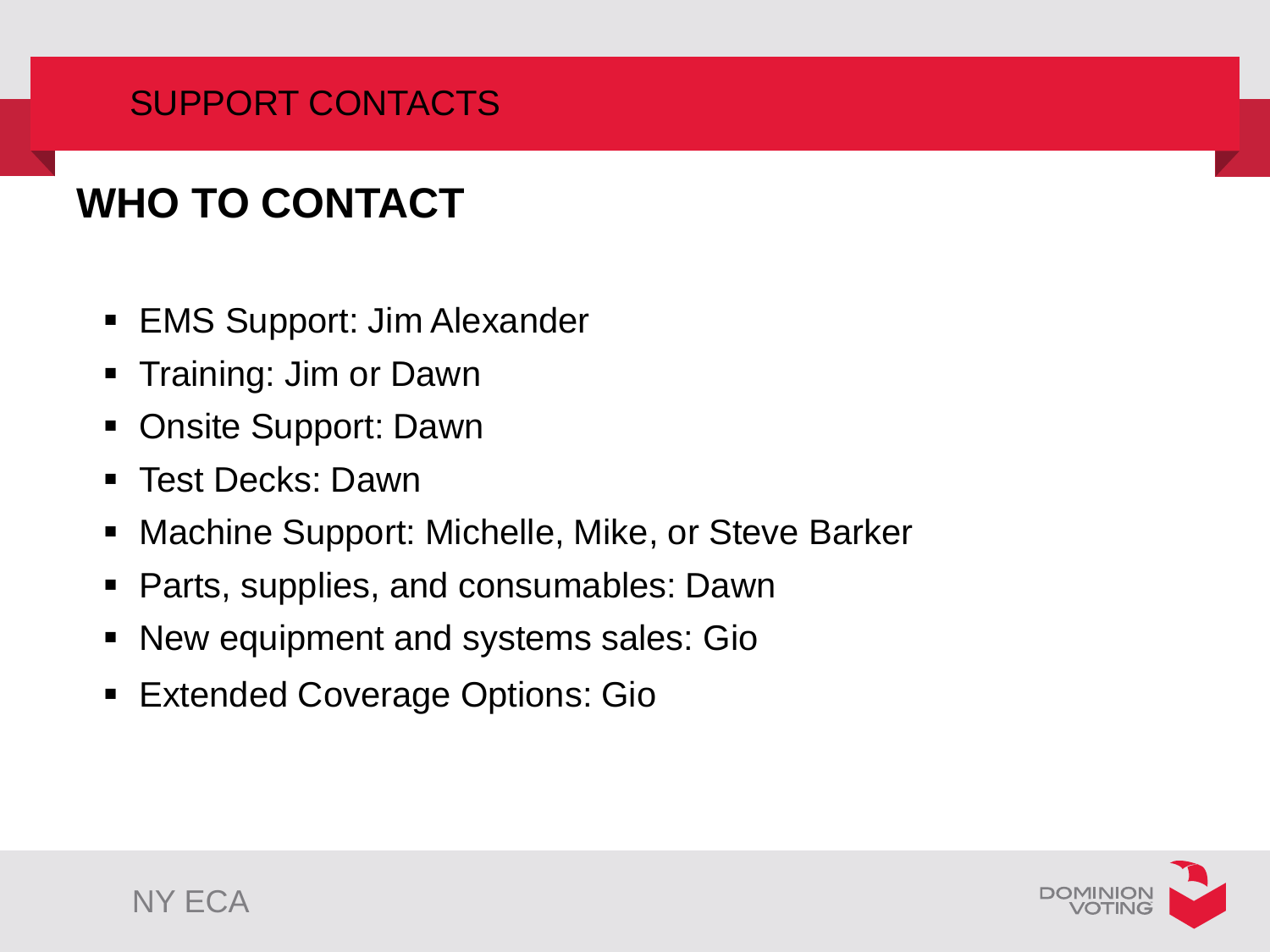SUPPORT CONTACTS

# WHO TO CONTACT

- EMS Support: Jim Alexander
- Training: Jim or Dawn
- Onsite Support: Dawn
- Test Decks: Dawn
- Machine Support: Michelle, Mike, or Steve Barker
- Parts, supplies, and consumables: Dawn
- New equipment and systems sales: Gio
- Extended Coverage Options: Gio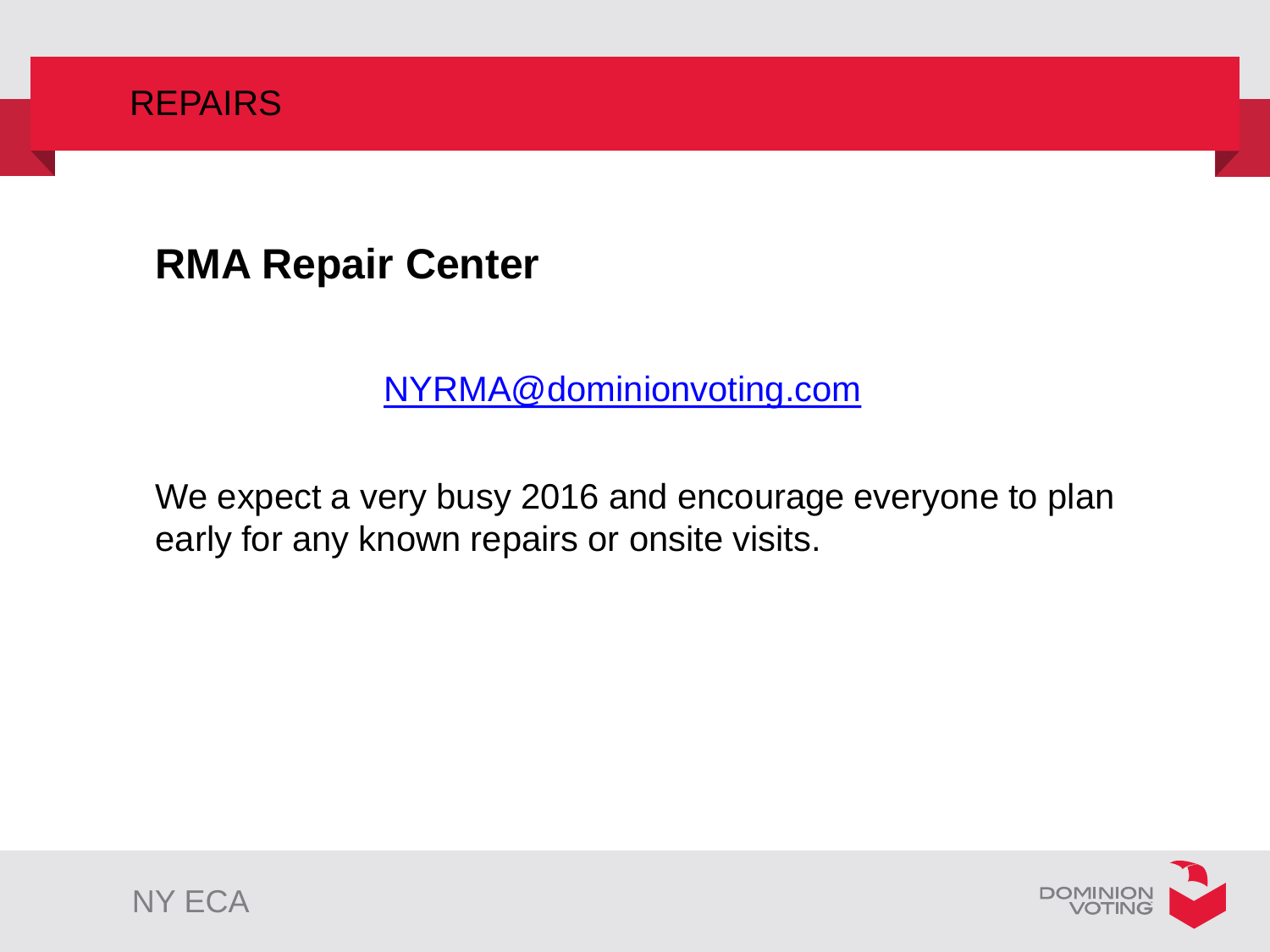# REPAIRS

## RMA Repair Center

NYRMA@dominionvoting.com

We expect a very busy 2016 and encourage everyone to plan early for any known repairs or onsite visits.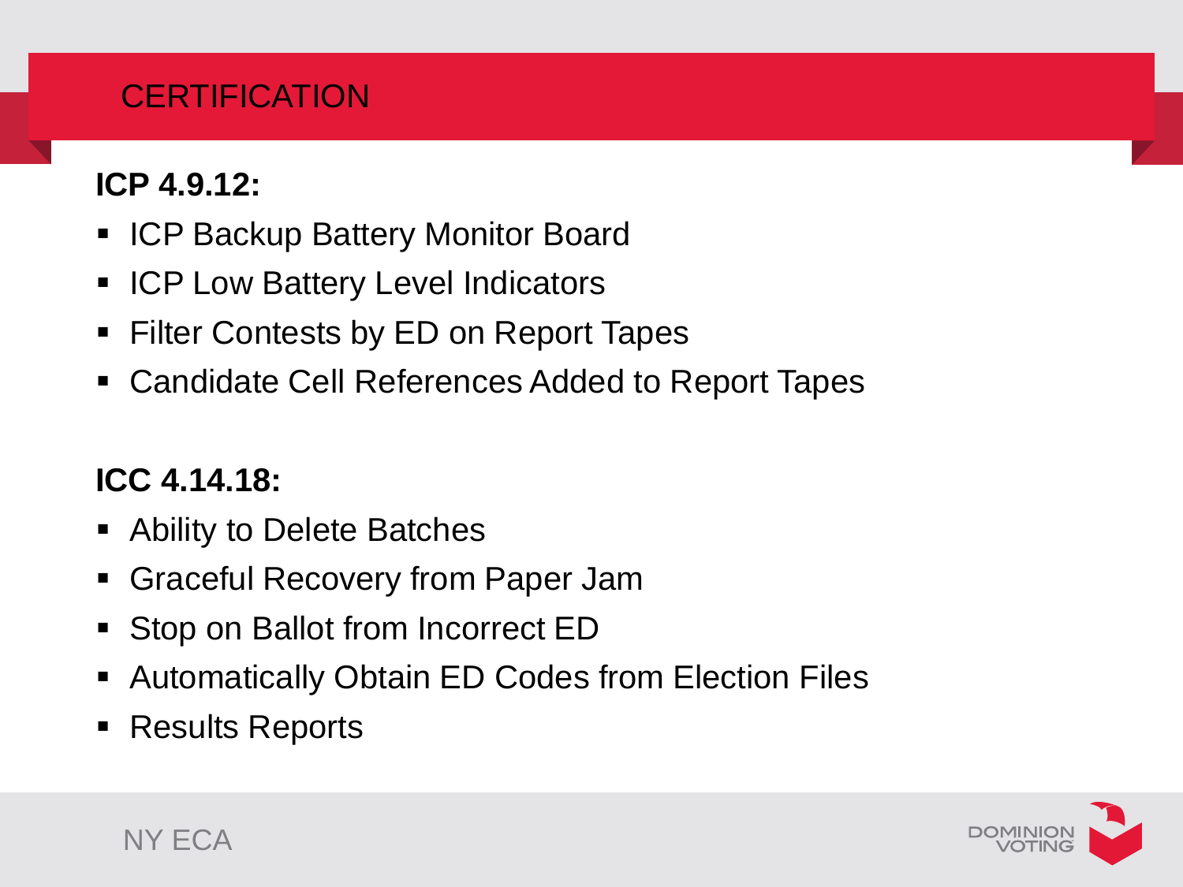# CERTIFICATION

**ICP 4.9.12:**

- ICP Backup Battery Monitor Board
- ICP Low Battery Level Indicators
- Filter Contests by ED on Report Tapes
- Candidate Cell References Added to Report Tapes

**ICC 4.14.18:**

- Ability to Delete Batches
- Graceful Recovery from Paper Jam
- Stop on Ballot from Incorrect ED
- Automatically Obtain ED Codes from Election Files
- Results Reports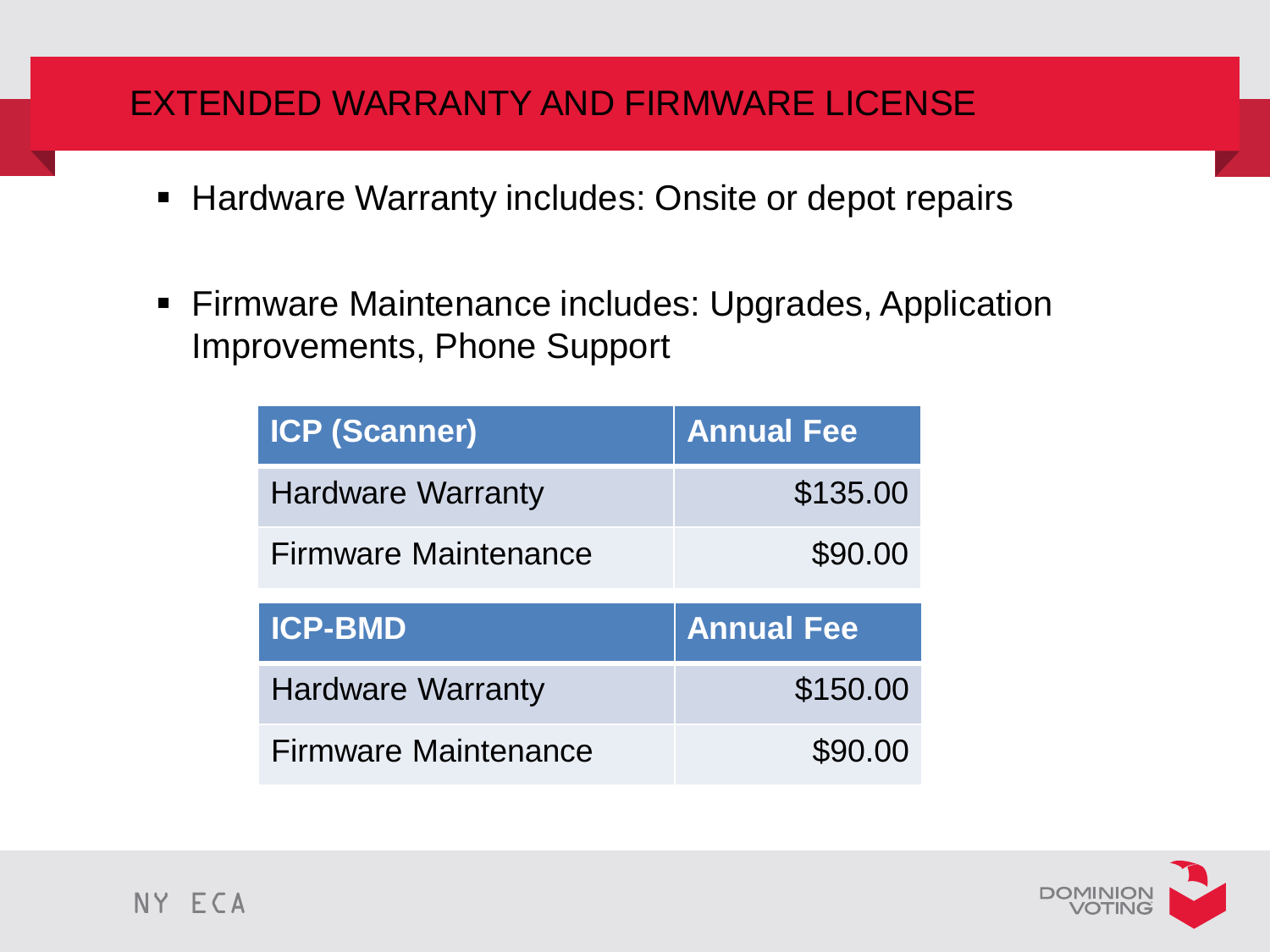# EXTENDED WARRANTY AND FIRMWARE LICENSE

- Hardware Warranty includes: Onsite or depot repairs
- Firmware Maintenance includes: Upgrades, Application Improvements, Phone Support

| ICP (Scanner) | Annual Fee |
|---|---|
| Hardware Warranty | $135.00 |
| Firmware Maintenance | $90.00 |

| ICP-BMD | Annual Fee |
|---|---|
| Hardware Warranty | $150.00 |
| Firmware Maintenance | $90.00 |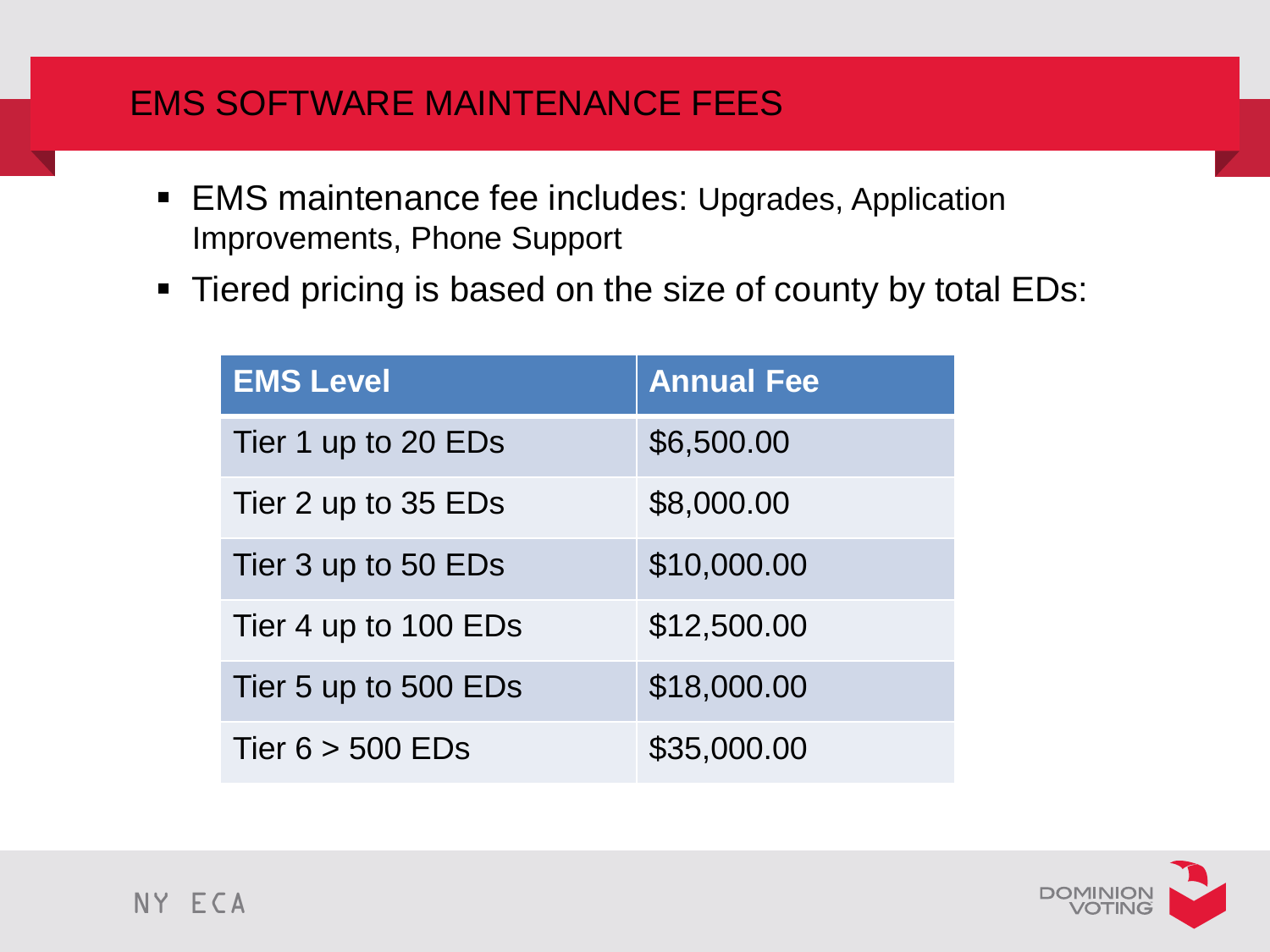# EMS SOFTWARE MAINTENANCE FEES

- EMS maintenance fee includes: Upgrades, Application Improvements, Phone Support
- Tiered pricing is based on the size of county by total EDs:

| EMS Level | Annual Fee |
|---|---|
| Tier 1 up to 20 EDs | $6,500.00 |
| Tier 2 up to 35 EDs | $8,000.00 |
| Tier 3 up to 50 EDs | $10,000.00 |
| Tier 4 up to 100 EDs | $12,500.00 |
| Tier 5 up to 500 EDs | $18,000.00 |
| Tier 6 > 500 EDs | $35,000.00 |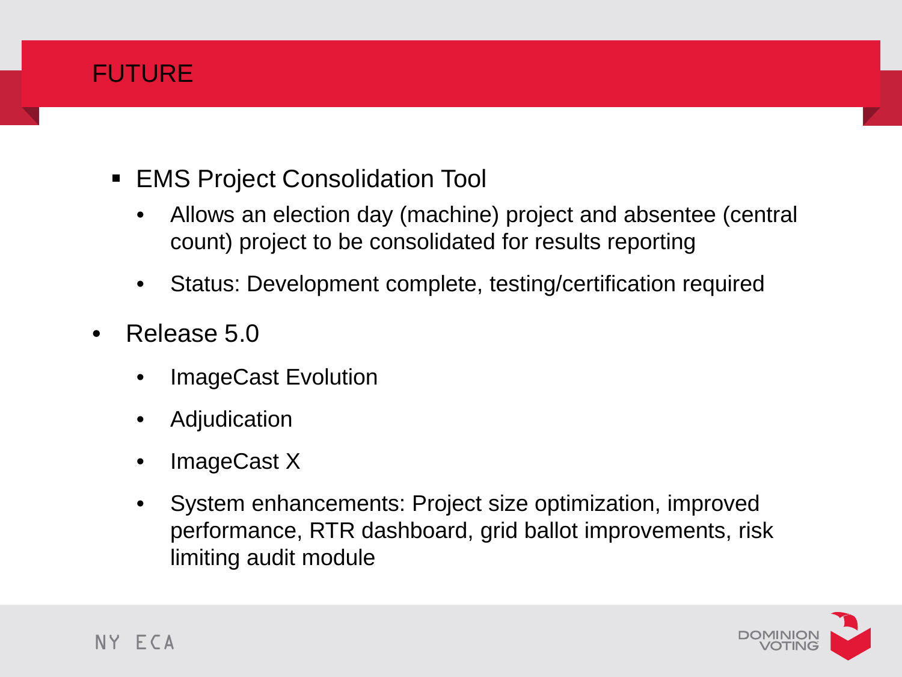# FUTURE

- EMS Project Consolidation Tool
  - Allows an election day (machine) project and absentee (central count) project to be consolidated for results reporting
  - Status: Development complete, testing/certification required
- Release 5.0
  - ImageCast Evolution
  - Adjudication
  - ImageCast X
  - System enhancements: Project size optimization, improved performance, RTR dashboard, grid ballot improvements, risk limiting audit module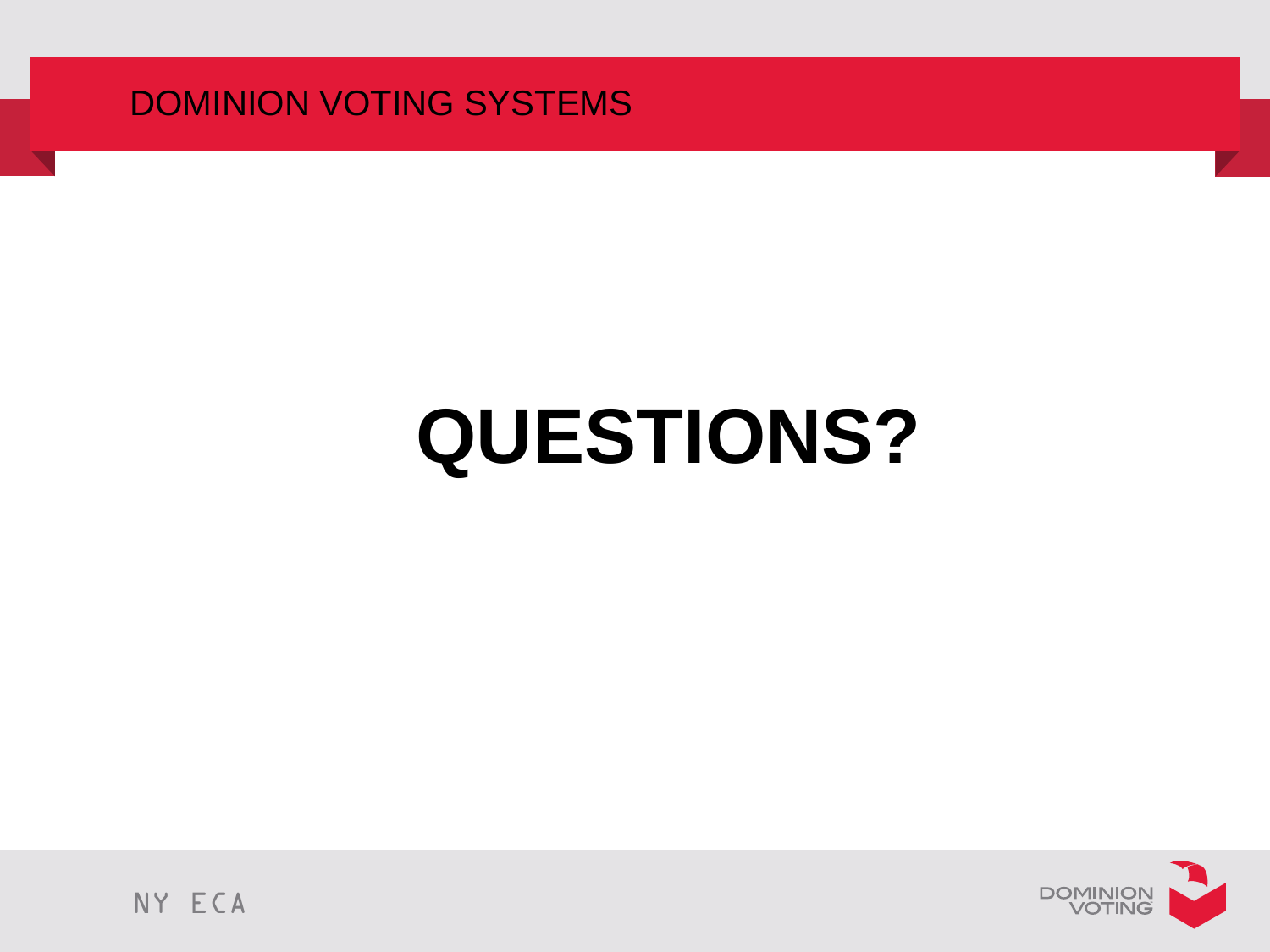# QUESTIONS?